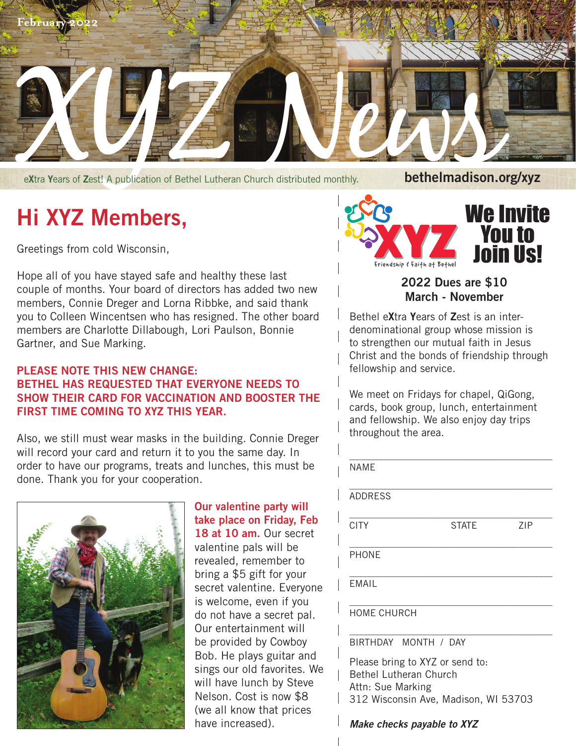February 2022

# XYZ News

eXtra Years of Zest! A publication of Bethel Lutheran Church distributed monthly.

bethelmadison.org/xyz

## Hi XYZ Members,

Greetings from cold Wisconsin,

Hope all of you have stayed safe and healthy these last couple of months. Your board of directors has added two new members, Connie Dreger and Lorna Ribbke, and said thank you to Colleen Wincentsen who has resigned. The other board members are Charlotte Dillabough, Lori Paulson, Bonnie Gartner, and Sue Marking.

**PLEASE NOTE THIS NEW CHANGE: BETHEL HAS REQUESTED THAT EVERYONE NEEDS TO SHOW THEIR CARD FOR VACCINATION AND BOOSTER THE FIRST TIME COMING TO XYZ THIS YEAR.**

Also, we still must wear masks in the building. Connie Dreger will record your card and return it to you the same day. In order to have our programs, treats and lunches, this must be done. Thank you for your cooperation.

**Our valentine party will take place on Friday, Feb 18 at 10 am.** Our secret valentine pals will be revealed, remember to bring a $5 gift for your secret valentine. Everyone is welcome, even if you do not have a secret pal. Our entertainment will be provided by Cowboy Bob. He plays guitar and sings our old favorites. We will have lunch by Steve Nelson. Cost is now $8 (we all know that prices have increased).

## We Invite You to Join Us!

XYZ — Friendship & Faith at Bethel

**2022 Dues are $10**
**March - November**

Bethel eXtra Years of Zest is an inter-denominational group whose mission is to strengthen our mutual faith in Jesus Christ and the bonds of friendship through fellowship and service.

We meet on Fridays for chapel, QiGong, cards, book group, lunch, entertainment and fellowship. We also enjoy day trips throughout the area.

NAME ______________________________

ADDRESS ______________________________

CITY ____________ STATE ______ ZIP ______

PHONE ______________________________

EMAIL ______________________________

HOME CHURCH ______________________________

BIRTHDAY MONTH / DAY ______________________________

Please bring to XYZ or send to:
Bethel Lutheran Church
Attn: Sue Marking
312 Wisconsin Ave, Madison, WI 53703

***Make checks payable to XYZ***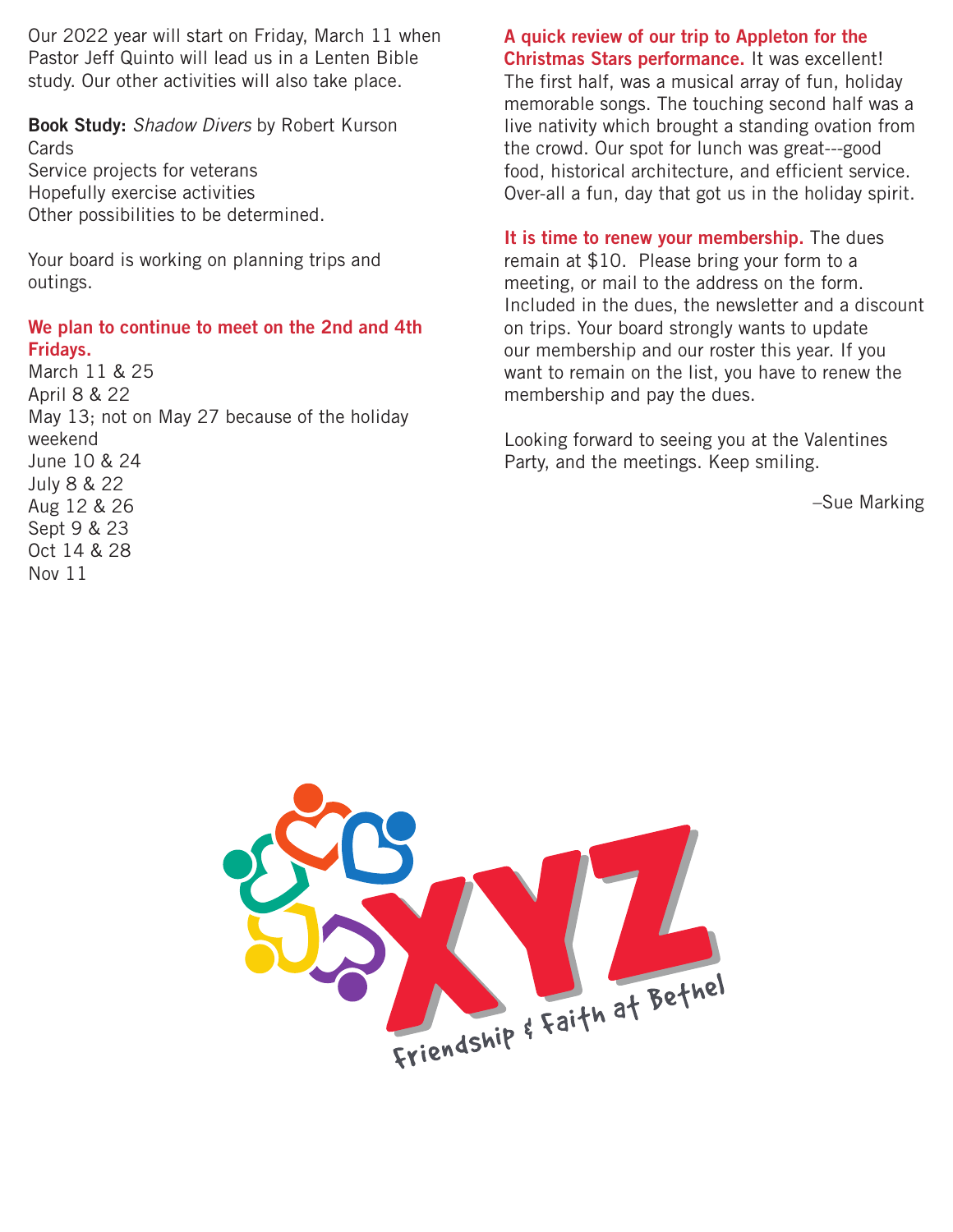Our 2022 year will start on Friday, March 11 when Pastor Jeff Quinto will lead us in a Lenten Bible study. Our other activities will also take place.

**Book Study:** *Shadow Divers* by Robert Kurson
Cards
Service projects for veterans
Hopefully exercise activities
Other possibilities to be determined.

Your board is working on planning trips and outings.

**We plan to continue to meet on the 2nd and 4th Fridays.**
March 11 & 25
April 8 & 22
May 13; not on May 27 because of the holiday weekend
June 10 & 24
July 8 & 22
Aug 12 & 26
Sept 9 & 23
Oct 14 & 28
Nov 11

**A quick review of our trip to Appleton for the Christmas Stars performance.** It was excellent! The first half, was a musical array of fun, holiday memorable songs. The touching second half was a live nativity which brought a standing ovation from the crowd. Our spot for lunch was great---good food, historical architecture, and efficient service. Over-all a fun, day that got us in the holiday spirit.

**It is time to renew your membership.** The dues remain at $10. Please bring your form to a meeting, or mail to the address on the form. Included in the dues, the newsletter and a discount on trips. Your board strongly wants to update our membership and our roster this year. If you want to remain on the list, you have to renew the membership and pay the dues.

Looking forward to seeing you at the Valentines Party, and the meetings. Keep smiling.

–Sue Marking

XYZ
Friendship & Faith at Bethel